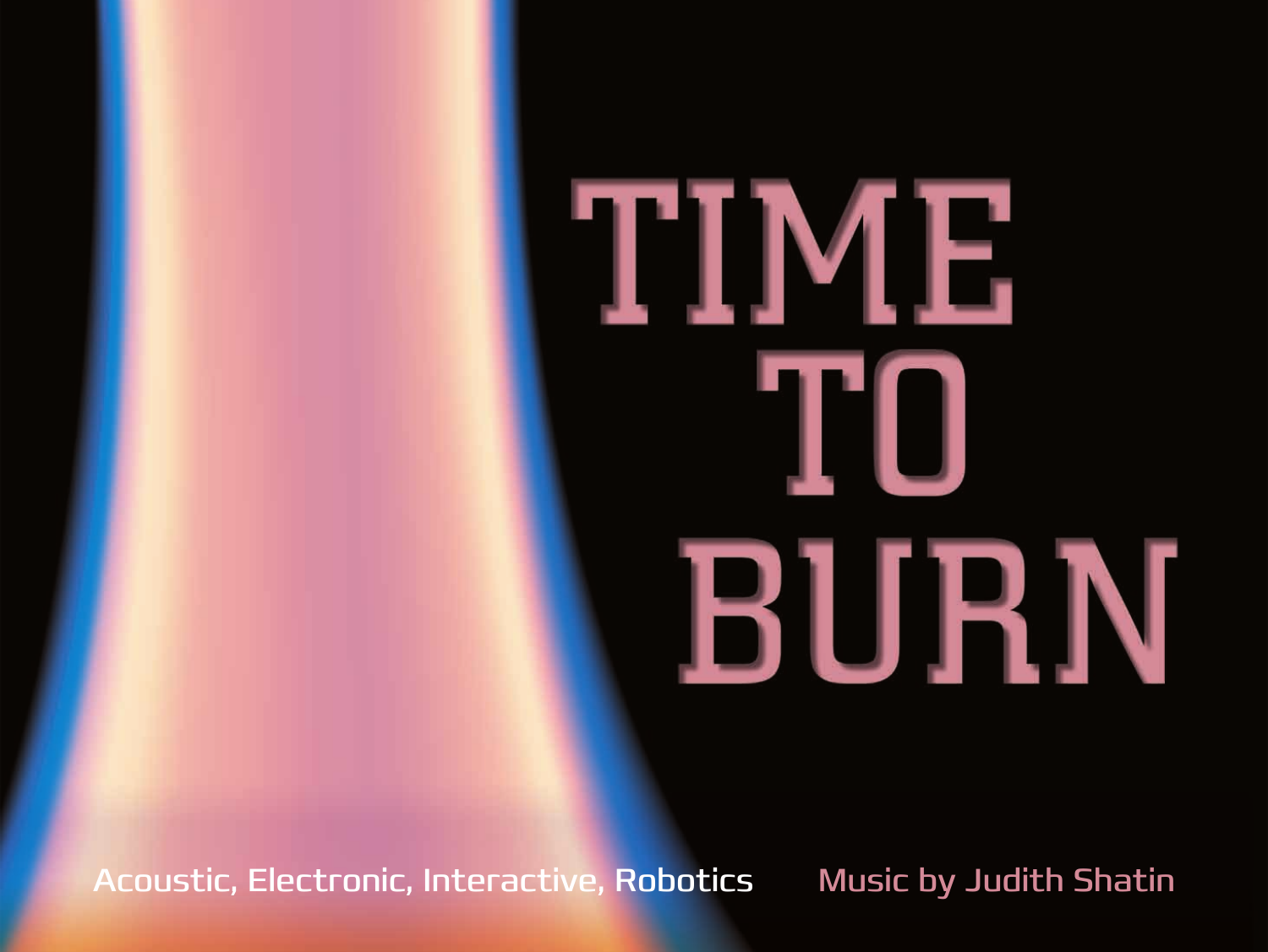# TIME TO BURN

Acoustic, Electronic, Interactive, Robotics

Music by Judith Shatin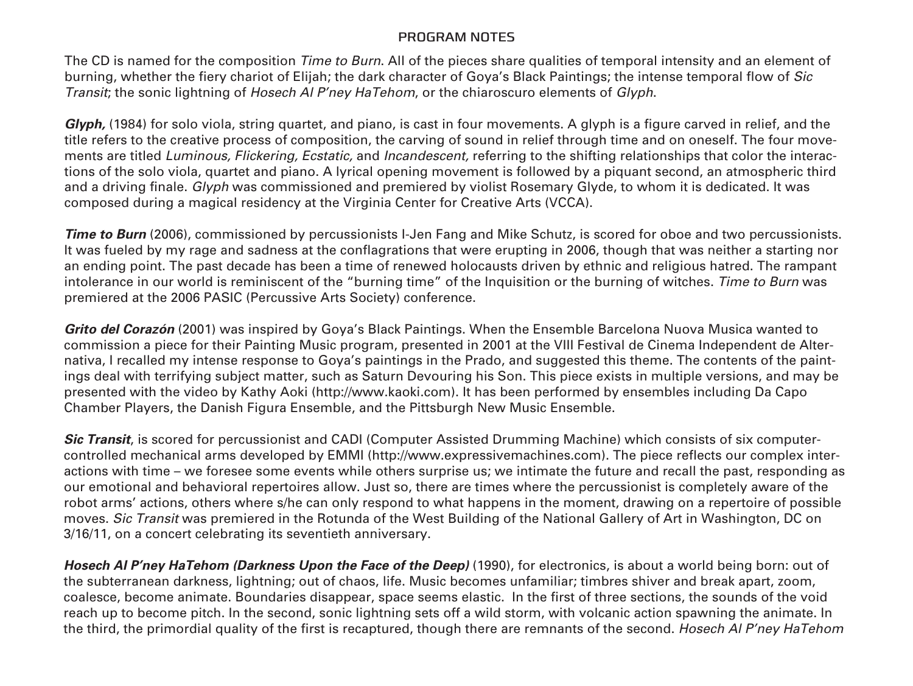## PROGRAM NOTES

The CD is named for the composition *Time to Burn*. All of the pieces share qualities of temporal intensity and an element of burning, whether the fiery chariot of Elijah; the dark character of Goya's Black Paintings; the intense temporal flow of *Sic Transit*; the sonic lightning of *Hosech Al P'ney HaTehom*, or the chiaroscuro elements of *Glyph*.

***Glyph,*** (1984) for solo viola, string quartet, and piano, is cast in four movements. A glyph is a figure carved in relief, and the title refers to the creative process of composition, the carving of sound in relief through time and on oneself. The four movements are titled *Luminous, Flickering, Ecstatic,* and *Incandescent,* referring to the shifting relationships that color the interactions of the solo viola, quartet and piano. A lyrical opening movement is followed by a piquant second, an atmospheric third and a driving finale. *Glyph* was commissioned and premiered by violist Rosemary Glyde, to whom it is dedicated. It was composed during a magical residency at the Virginia Center for Creative Arts (VCCA).

***Time to Burn*** (2006), commissioned by percussionists I-Jen Fang and Mike Schutz, is scored for oboe and two percussionists. It was fueled by my rage and sadness at the conflagrations that were erupting in 2006, though that was neither a starting nor an ending point. The past decade has been a time of renewed holocausts driven by ethnic and religious hatred. The rampant intolerance in our world is reminiscent of the "burning time" of the Inquisition or the burning of witches. *Time to Burn* was premiered at the 2006 PASIC (Percussive Arts Society) conference.

***Grito del Corazón*** (2001) was inspired by Goya's Black Paintings. When the Ensemble Barcelona Nuova Musica wanted to commission a piece for their Painting Music program, presented in 2001 at the VIII Festival de Cinema Independent de Alternativa, I recalled my intense response to Goya's paintings in the Prado, and suggested this theme. The contents of the paintings deal with terrifying subject matter, such as Saturn Devouring his Son. This piece exists in multiple versions, and may be presented with the video by Kathy Aoki (http://www.kaoki.com). It has been performed by ensembles including Da Capo Chamber Players, the Danish Figura Ensemble, and the Pittsburgh New Music Ensemble.

***Sic Transit***, is scored for percussionist and CADI (Computer Assisted Drumming Machine) which consists of six computer-controlled mechanical arms developed by EMMI (http://www.expressivemachines.com). The piece reflects our complex interactions with time – we foresee some events while others surprise us; we intimate the future and recall the past, responding as our emotional and behavioral repertoires allow. Just so, there are times where the percussionist is completely aware of the robot arms' actions, others where s/he can only respond to what happens in the moment, drawing on a repertoire of possible moves. *Sic Transit* was premiered in the Rotunda of the West Building of the National Gallery of Art in Washington, DC on 3/16/11, on a concert celebrating its seventieth anniversary.

***Hosech Al P'ney HaTehom (Darkness Upon the Face of the Deep)*** (1990), for electronics, is about a world being born: out of the subterranean darkness, lightning; out of chaos, life. Music becomes unfamiliar; timbres shiver and break apart, zoom, coalesce, become animate. Boundaries disappear, space seems elastic. In the first of three sections, the sounds of the void reach up to become pitch. In the second, sonic lightning sets off a wild storm, with volcanic action spawning the animate. In the third, the primordial quality of the first is recaptured, though there are remnants of the second. *Hosech Al P'ney HaTehom*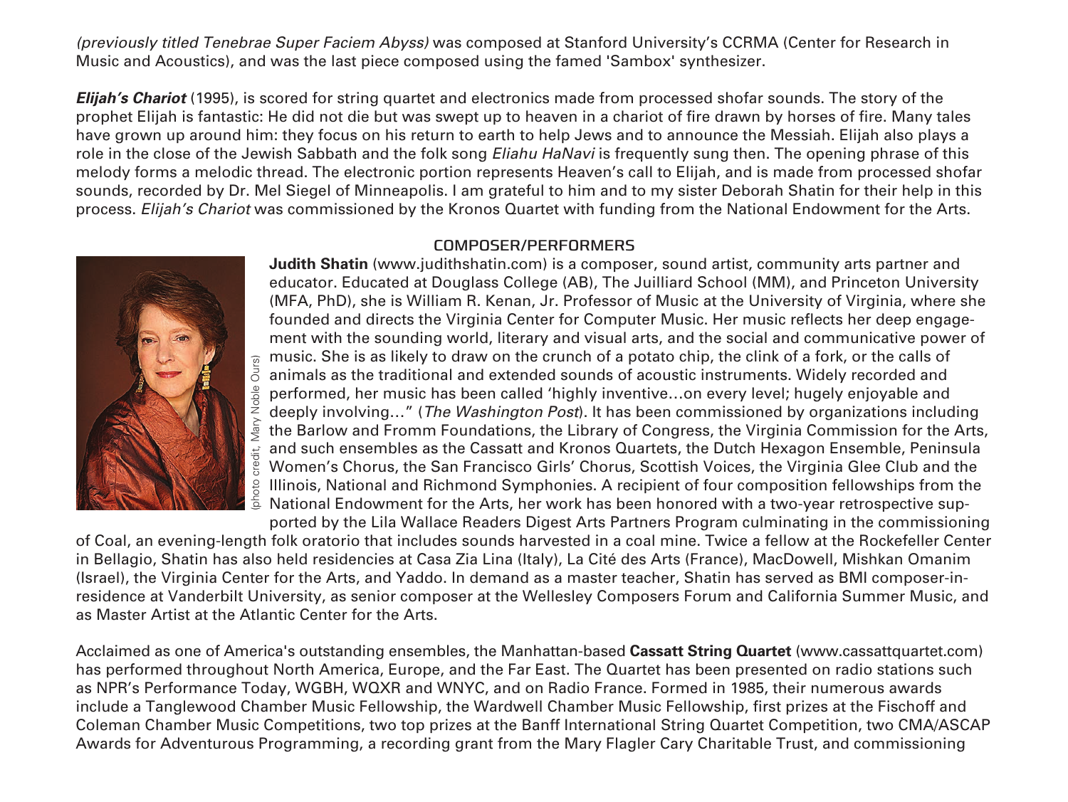*(previously titled Tenebrae Super Faciem Abyss)* was composed at Stanford University's CCRMA (Center for Research in Music and Acoustics), and was the last piece composed using the famed 'Sambox' synthesizer.

***Elijah's Chariot*** (1995), is scored for string quartet and electronics made from processed shofar sounds. The story of the prophet Elijah is fantastic: He did not die but was swept up to heaven in a chariot of fire drawn by horses of fire. Many tales have grown up around him: they focus on his return to earth to help Jews and to announce the Messiah. Elijah also plays a role in the close of the Jewish Sabbath and the folk song *Eliahu HaNavi* is frequently sung then. The opening phrase of this melody forms a melodic thread. The electronic portion represents Heaven's call to Elijah, and is made from processed shofar sounds, recorded by Dr. Mel Siegel of Minneapolis. I am grateful to him and to my sister Deborah Shatin for their help in this process. *Elijah's Chariot* was commissioned by the Kronos Quartet with funding from the National Endowment for the Arts.

## COMPOSER/PERFORMERS

(photo credit, Mary Noble Ours)

**Judith Shatin** (www.judithshatin.com) is a composer, sound artist, community arts partner and educator. Educated at Douglass College (AB), The Juilliard School (MM), and Princeton University (MFA, PhD), she is William R. Kenan, Jr. Professor of Music at the University of Virginia, where she founded and directs the Virginia Center for Computer Music. Her music reflects her deep engagement with the sounding world, literary and visual arts, and the social and communicative power of music. She is as likely to draw on the crunch of a potato chip, the clink of a fork, or the calls of animals as the traditional and extended sounds of acoustic instruments. Widely recorded and performed, her music has been called 'highly inventive…on every level; hugely enjoyable and deeply involving…" (*The Washington Post*). It has been commissioned by organizations including the Barlow and Fromm Foundations, the Library of Congress, the Virginia Commission for the Arts, and such ensembles as the Cassatt and Kronos Quartets, the Dutch Hexagon Ensemble, Peninsula Women's Chorus, the San Francisco Girls' Chorus, Scottish Voices, the Virginia Glee Club and the Illinois, National and Richmond Symphonies. A recipient of four composition fellowships from the National Endowment for the Arts, her work has been honored with a two-year retrospective supported by the Lila Wallace Readers Digest Arts Partners Program culminating in the commissioning of Coal, an evening-length folk oratorio that includes sounds harvested in a coal mine. Twice a fellow at the Rockefeller Center in Bellagio, Shatin has also held residencies at Casa Zia Lina (Italy), La Cité des Arts (France), MacDowell, Mishkan Omanim (Israel), the Virginia Center for the Arts, and Yaddo. In demand as a master teacher, Shatin has served as BMI composer-in-residence at Vanderbilt University, as senior composer at the Wellesley Composers Forum and California Summer Music, and as Master Artist at the Atlantic Center for the Arts.

Acclaimed as one of America's outstanding ensembles, the Manhattan-based **Cassatt String Quartet** (www.cassattquartet.com) has performed throughout North America, Europe, and the Far East. The Quartet has been presented on radio stations such as NPR's Performance Today, WGBH, WQXR and WNYC, and on Radio France. Formed in 1985, their numerous awards include a Tanglewood Chamber Music Fellowship, the Wardwell Chamber Music Fellowship, first prizes at the Fischoff and Coleman Chamber Music Competitions, two top prizes at the Banff International String Quartet Competition, two CMA/ASCAP Awards for Adventurous Programming, a recording grant from the Mary Flagler Cary Charitable Trust, and commissioning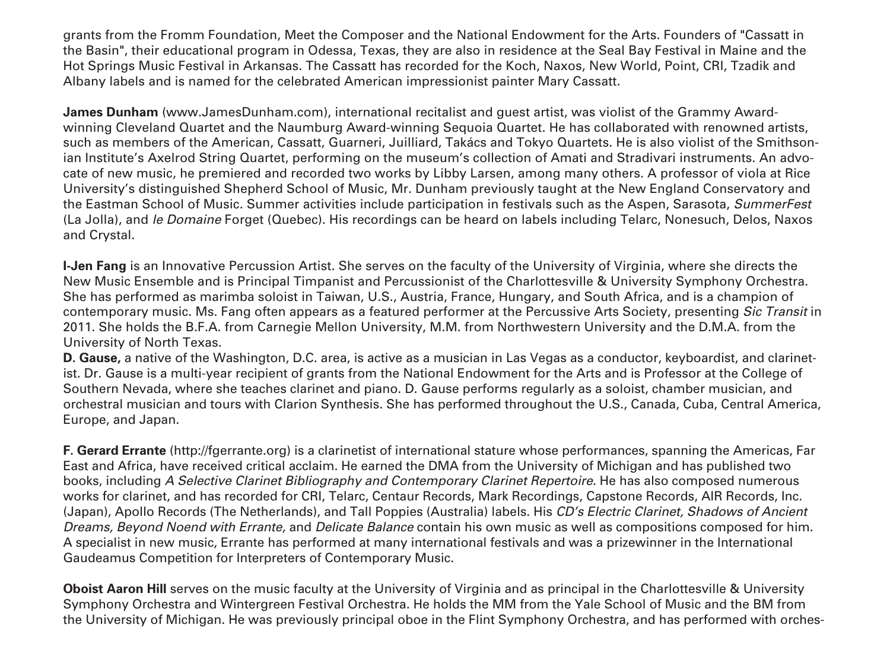grants from the Fromm Foundation, Meet the Composer and the National Endowment for the Arts. Founders of "Cassatt in the Basin", their educational program in Odessa, Texas, they are also in residence at the Seal Bay Festival in Maine and the Hot Springs Music Festival in Arkansas. The Cassatt has recorded for the Koch, Naxos, New World, Point, CRI, Tzadik and Albany labels and is named for the celebrated American impressionist painter Mary Cassatt.

**James Dunham** (www.JamesDunham.com), international recitalist and guest artist, was violist of the Grammy Award-winning Cleveland Quartet and the Naumburg Award-winning Sequoia Quartet. He has collaborated with renowned artists, such as members of the American, Cassatt, Guarneri, Juilliard, Takács and Tokyo Quartets. He is also violist of the Smithsonian Institute's Axelrod String Quartet, performing on the museum's collection of Amati and Stradivari instruments. An advocate of new music, he premiered and recorded two works by Libby Larsen, among many others. A professor of viola at Rice University's distinguished Shepherd School of Music, Mr. Dunham previously taught at the New England Conservatory and the Eastman School of Music. Summer activities include participation in festivals such as the Aspen, Sarasota, *SummerFest* (La Jolla), and *le Domaine* Forget (Quebec). His recordings can be heard on labels including Telarc, Nonesuch, Delos, Naxos and Crystal.

**I-Jen Fang** is an Innovative Percussion Artist. She serves on the faculty of the University of Virginia, where she directs the New Music Ensemble and is Principal Timpanist and Percussionist of the Charlottesville & University Symphony Orchestra. She has performed as marimba soloist in Taiwan, U.S., Austria, France, Hungary, and South Africa, and is a champion of contemporary music. Ms. Fang often appears as a featured performer at the Percussive Arts Society, presenting *Sic Transit* in 2011. She holds the B.F.A. from Carnegie Mellon University, M.M. from Northwestern University and the D.M.A. from the University of North Texas.

**D. Gause,** a native of the Washington, D.C. area, is active as a musician in Las Vegas as a conductor, keyboardist, and clarinetist. Dr. Gause is a multi-year recipient of grants from the National Endowment for the Arts and is Professor at the College of Southern Nevada, where she teaches clarinet and piano. D. Gause performs regularly as a soloist, chamber musician, and orchestral musician and tours with Clarion Synthesis. She has performed throughout the U.S., Canada, Cuba, Central America, Europe, and Japan.

**F. Gerard Errante** (http://fgerrante.org) is a clarinetist of international stature whose performances, spanning the Americas, Far East and Africa, have received critical acclaim. He earned the DMA from the University of Michigan and has published two books, including *A Selective Clarinet Bibliography and Contemporary Clarinet Repertoire.* He has also composed numerous works for clarinet, and has recorded for CRI, Telarc, Centaur Records, Mark Recordings, Capstone Records, AIR Records, Inc. (Japan), Apollo Records (The Netherlands), and Tall Poppies (Australia) labels. His *CD's Electric Clarinet, Shadows of Ancient Dreams, Beyond Noend with Errante,* and *Delicate Balance* contain his own music as well as compositions composed for him. A specialist in new music, Errante has performed at many international festivals and was a prizewinner in the International Gaudeamus Competition for Interpreters of Contemporary Music.

**Oboist Aaron Hill** serves on the music faculty at the University of Virginia and as principal in the Charlottesville & University Symphony Orchestra and Wintergreen Festival Orchestra. He holds the MM from the Yale School of Music and the BM from the University of Michigan. He was previously principal oboe in the Flint Symphony Orchestra, and has performed with orches-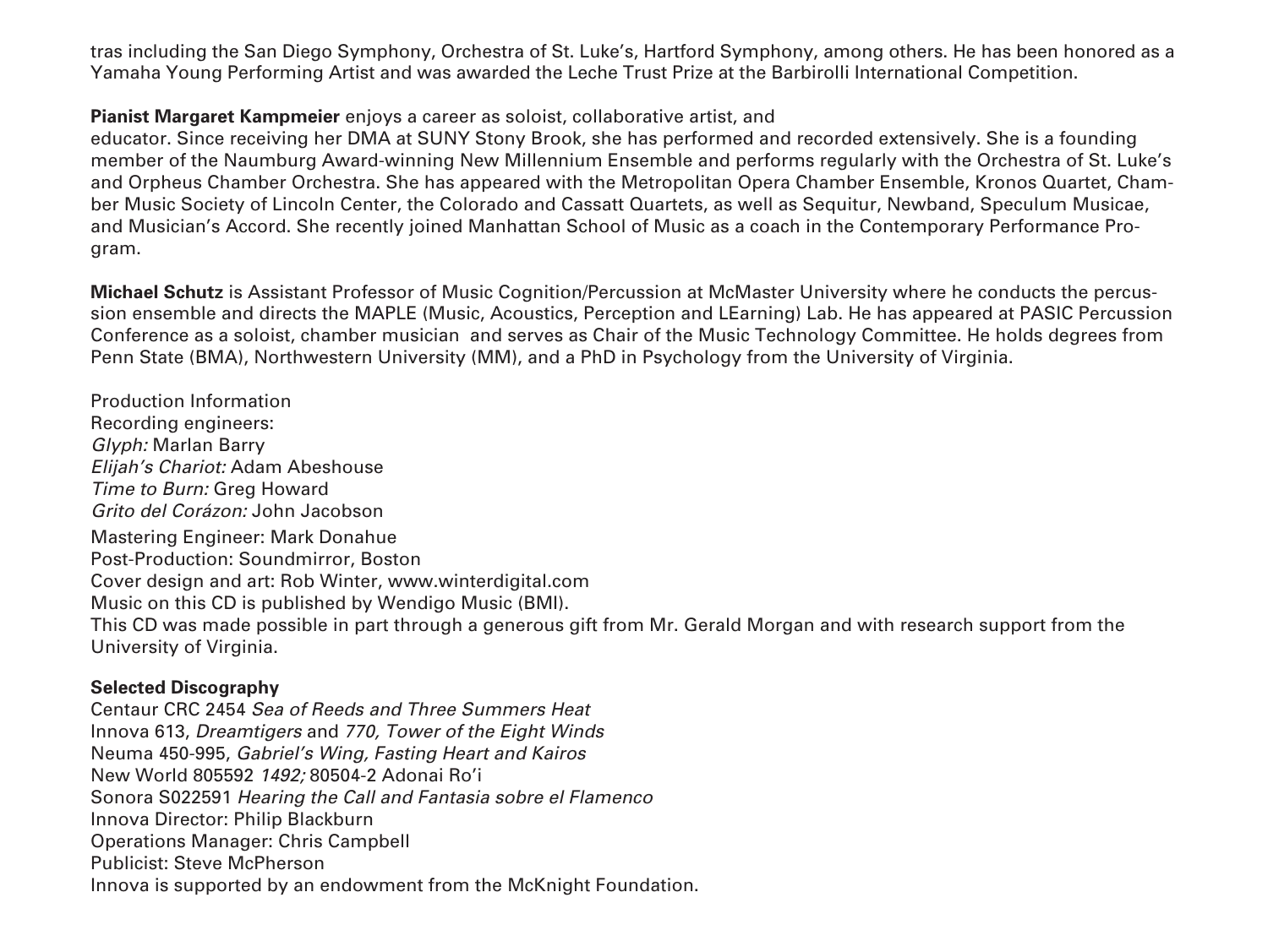tras including the San Diego Symphony, Orchestra of St. Luke's, Hartford Symphony, among others. He has been honored as a Yamaha Young Performing Artist and was awarded the Leche Trust Prize at the Barbirolli International Competition.

**Pianist Margaret Kampmeier** enjoys a career as soloist, collaborative artist, and educator. Since receiving her DMA at SUNY Stony Brook, she has performed and recorded extensively. She is a founding member of the Naumburg Award-winning New Millennium Ensemble and performs regularly with the Orchestra of St. Luke's and Orpheus Chamber Orchestra. She has appeared with the Metropolitan Opera Chamber Ensemble, Kronos Quartet, Chamber Music Society of Lincoln Center, the Colorado and Cassatt Quartets, as well as Sequitur, Newband, Speculum Musicae, and Musician's Accord. She recently joined Manhattan School of Music as a coach in the Contemporary Performance Program.

**Michael Schutz** is Assistant Professor of Music Cognition/Percussion at McMaster University where he conducts the percussion ensemble and directs the MAPLE (Music, Acoustics, Perception and LEarning) Lab. He has appeared at PASIC Percussion Conference as a soloist, chamber musician and serves as Chair of the Music Technology Committee. He holds degrees from Penn State (BMA), Northwestern University (MM), and a PhD in Psychology from the University of Virginia.

Production Information
Recording engineers:
*Glyph:* Marlan Barry
*Elijah's Chariot:* Adam Abeshouse
*Time to Burn:* Greg Howard
*Grito del Corázon:* John Jacobson
Mastering Engineer: Mark Donahue
Post-Production: Soundmirror, Boston
Cover design and art: Rob Winter, www.winterdigital.com
Music on this CD is published by Wendigo Music (BMI).
This CD was made possible in part through a generous gift from Mr. Gerald Morgan and with research support from the University of Virginia.

**Selected Discography**
Centaur CRC 2454 *Sea of Reeds and Three Summers Heat*
Innova 613, *Dreamtigers* and *770, Tower of the Eight Winds*
Neuma 450-995, *Gabriel's Wing, Fasting Heart and Kairos*
New World 805592 *1492;* 80504-2 Adonai Ro'i
Sonora S022591 *Hearing the Call and Fantasia sobre el Flamenco*
Innova Director: Philip Blackburn
Operations Manager: Chris Campbell
Publicist: Steve McPherson
Innova is supported by an endowment from the McKnight Foundation.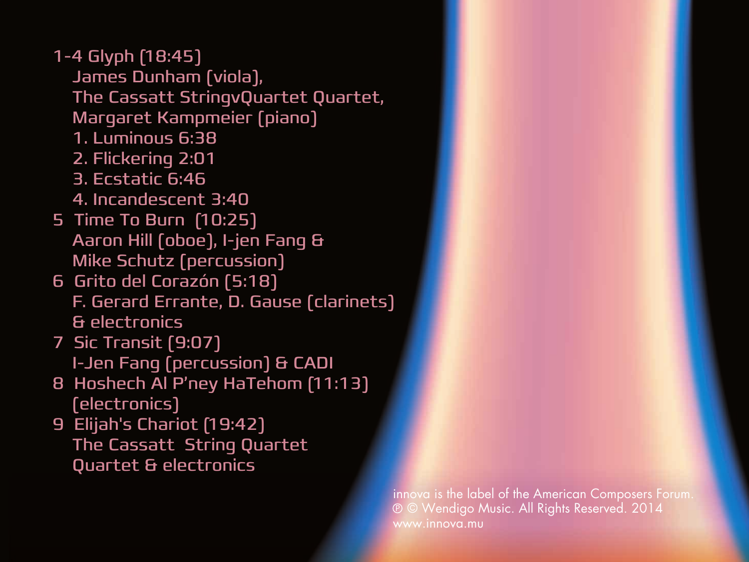1-4 Glyph (18:45)
James Dunham (viola),
The Cassatt StringvQuartet Quartet,
Margaret Kampmeier (piano)
1. Luminous 6:38
2. Flickering 2:01
3. Ecstatic 6:46
4. Incandescent 3:40

5 Time To Burn (10:25)
Aaron Hill (oboe), I-jen Fang &
Mike Schutz (percussion)

6 Grito del Corazón (5:18)
F. Gerard Errante, D. Gause (clarinets)
& electronics

7 Sic Transit (9:07)
I-Jen Fang (percussion) & CADI

8 Hoshech Al P'ney HaTehom (11:13)
(electronics)

9 Elijah's Chariot (19:42)
The Cassatt String Quartet
Quartet & electronics

innova is the label of the American Composers Forum.
℗ © Wendigo Music. All Rights Reserved. 2014
www.innova.mu